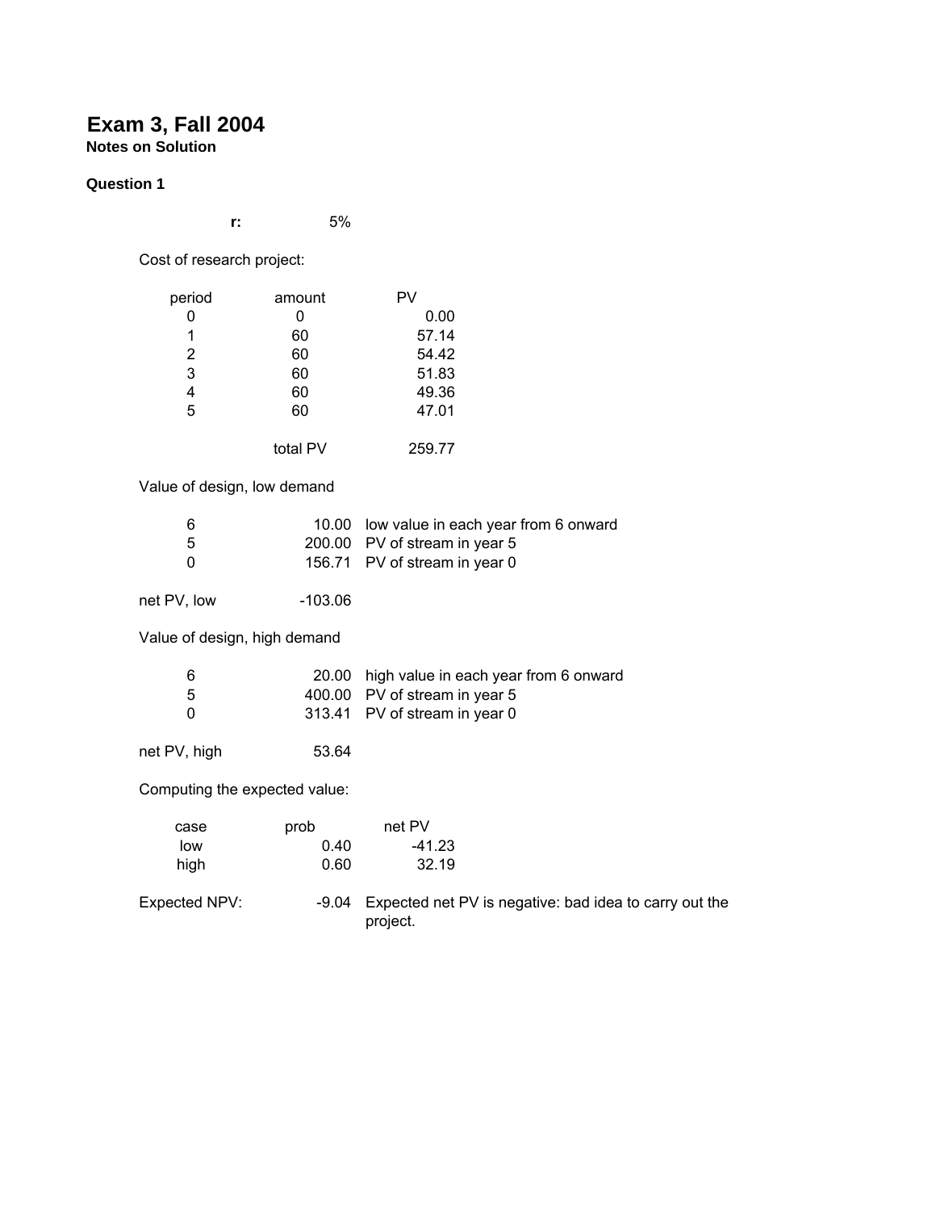# Exam 3, Fall 2004

**Notes on Solution**

**Question 1**

**r:** 5%

Cost of research project:

| period | amount | PV |
|---|---|---|
| 0 | 0 | 0.00 |
| 1 | 60 | 57.14 |
| 2 | 60 | 54.42 |
| 3 | 60 | 51.83 |
| 4 | 60 | 49.36 |
| 5 | 60 | 47.01 |
| | total PV | 259.77 |

Value of design, low demand

| | | |
|---|---|---|
| 6 | 10.00 | low value in each year from 6 onward |
| 5 | 200.00 | PV of stream in year 5 |
| 0 | 156.71 | PV of stream in year 0 |

net PV, low -103.06

Value of design, high demand

| | | |
|---|---|---|
| 6 | 20.00 | high value in each year from 6 onward |
| 5 | 400.00 | PV of stream in year 5 |
| 0 | 313.41 | PV of stream in year 0 |

net PV, high 53.64

Computing the expected value:

| case | prob | net PV |
|---|---|---|
| low | 0.40 | -41.23 |
| high | 0.60 | 32.19 |

Expected NPV: -9.04 Expected net PV is negative: bad idea to carry out the project.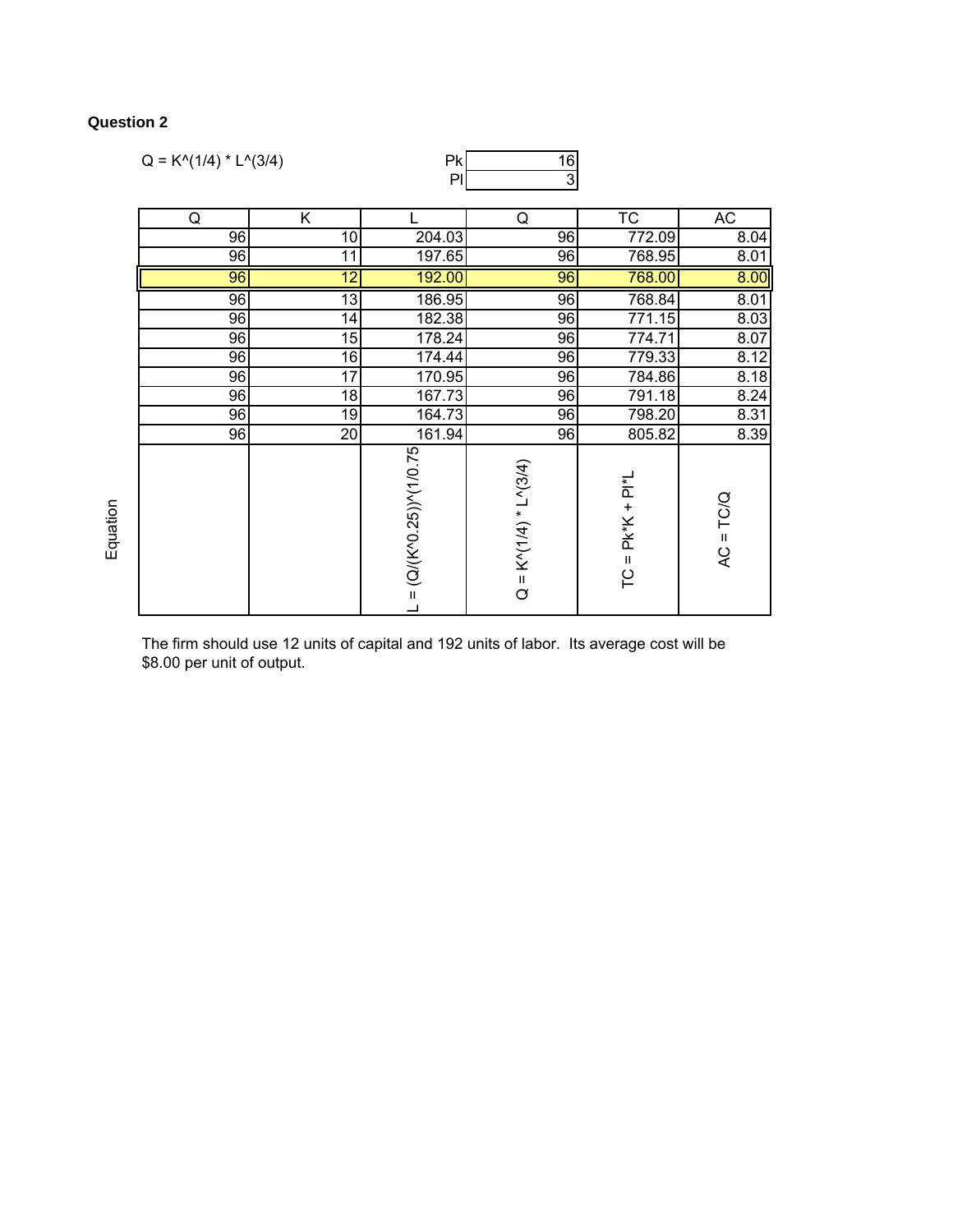**Question 2**

$Q = K^{(1/4)} * L^{(3/4)}$

| Pk | 16 |
|---|---|
| Pl | 3 |

| | Q | K | L | Q | TC | AC |
|---|---|---|---|---|---|---|
| | 96 | 10 | 204.03 | 96 | 772.09 | 8.04 |
| | 96 | 11 | 197.65 | 96 | 768.95 | 8.01 |
| | 96 | 12 | 192.00 | 96 | 768.00 | 8.00 |
| | 96 | 13 | 186.95 | 96 | 768.84 | 8.01 |
| | 96 | 14 | 182.38 | 96 | 771.15 | 8.03 |
| | 96 | 15 | 178.24 | 96 | 774.71 | 8.07 |
| | 96 | 16 | 174.44 | 96 | 779.33 | 8.12 |
| | 96 | 17 | 170.95 | 96 | 784.86 | 8.18 |
| | 96 | 18 | 167.73 | 96 | 791.18 | 8.24 |
| | 96 | 19 | 164.73 | 96 | 798.20 | 8.31 |
| | 96 | 20 | 161.94 | 96 | 805.82 | 8.39 |
| Equation | | | L = (Q/(K^0.25))^(1/0.75 | Q = K^(1/4) * L^(3/4) | TC = Pk*K + Pl*L | AC = TC/Q |

The firm should use 12 units of capital and 192 units of labor. Its average cost will be $8.00 per unit of output.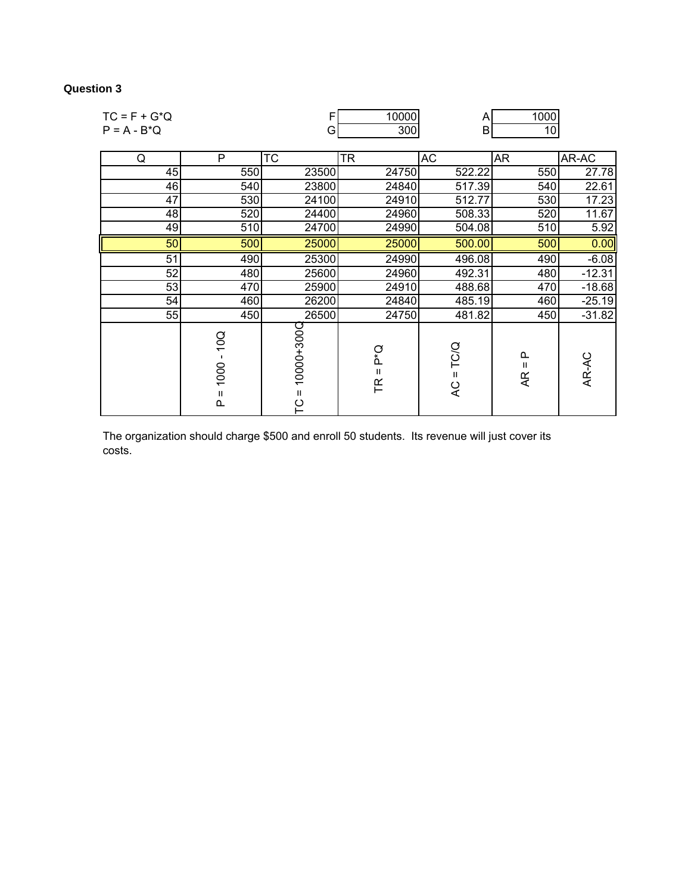**Question 3**

| | | | |
|---|---|---|---|
| TC = F + G*Q | F | 10000 | A | 1000 |
| P = A - B*Q | G | 300 | B | 10 |

| Q | P | TC | TR | AC | AR | AR-AC |
|---|---|---|---|---|---|---|
| 45 | 550 | 23500 | 24750 | 522.22 | 550 | 27.78 |
| 46 | 540 | 23800 | 24840 | 517.39 | 540 | 22.61 |
| 47 | 530 | 24100 | 24910 | 512.77 | 530 | 17.23 |
| 48 | 520 | 24400 | 24960 | 508.33 | 520 | 11.67 |
| 49 | 510 | 24700 | 24990 | 504.08 | 510 | 5.92 |
| 50 | 500 | 25000 | 25000 | 500.00 | 500 | 0.00 |
| 51 | 490 | 25300 | 24990 | 496.08 | 490 | -6.08 |
| 52 | 480 | 25600 | 24960 | 492.31 | 480 | -12.31 |
| 53 | 470 | 25900 | 24910 | 488.68 | 470 | -18.68 |
| 54 | 460 | 26200 | 24840 | 485.19 | 460 | -25.19 |
| 55 | 450 | 26500 | 24750 | 481.82 | 450 | -31.82 |
| | P = 1000 - 10Q | TC = 10000+300Q | TR = P*Q | AC = TC/Q | AR = P | AR-AC |

The organization should charge $500 and enroll 50 students. Its revenue will just cover its costs.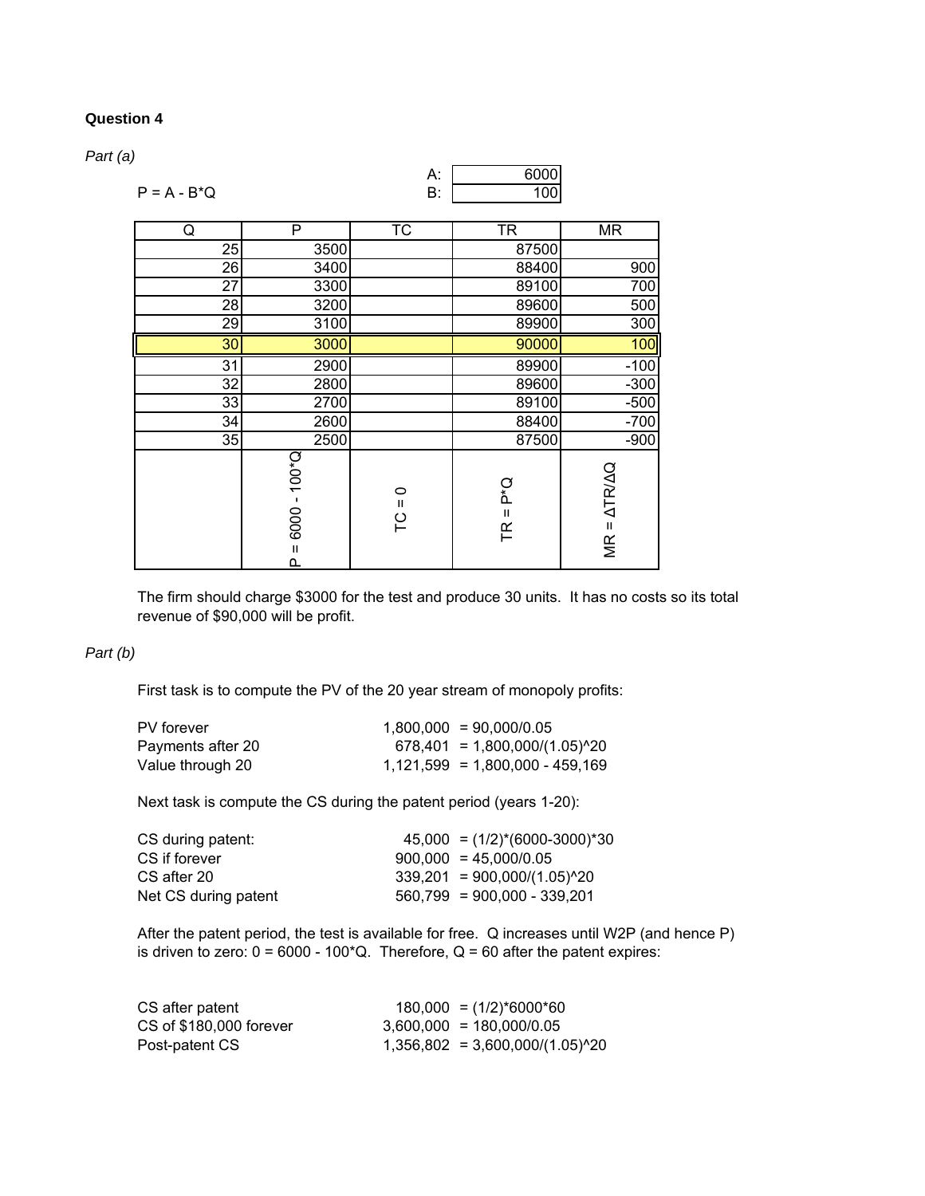**Question 4**

*Part (a)*

P = A - B*Q

| | |
|---|---|
| A: | 6000 |
| B: | 100 |

| Q | P | TC | TR | MR |
|---|---|---|---|---|
| 25 | 3500 | | 87500 | |
| 26 | 3400 | | 88400 | 900 |
| 27 | 3300 | | 89100 | 700 |
| 28 | 3200 | | 89600 | 500 |
| 29 | 3100 | | 89900 | 300 |
| 30 | 3000 | | 90000 | 100 |
| 31 | 2900 | | 89900 | -100 |
| 32 | 2800 | | 89600 | -300 |
| 33 | 2700 | | 89100 | -500 |
| 34 | 2600 | | 88400 | -700 |
| 35 | 2500 | | 87500 | -900 |
| | P = 6000 - 100*Q | TC = 0 | TR = P*Q | MR = ΔTR/ΔQ |

The firm should charge $3000 for the test and produce 30 units. It has no costs so its total revenue of $90,000 will be profit.

*Part (b)*

First task is to compute the PV of the 20 year stream of monopoly profits:

| | | |
|---|---|---|
| PV forever | 1,800,000 | = 90,000/0.05 |
| Payments after 20 | 678,401 | = 1,800,000/(1.05)^20 |
| Value through 20 | 1,121,599 | = 1,800,000 - 459,169 |

Next task is compute the CS during the patent period (years 1-20):

| | | |
|---|---|---|
| CS during patent: | 45,000 | = (1/2)*(6000-3000)*30 |
| CS if forever | 900,000 | = 45,000/0.05 |
| CS after 20 | 339,201 | = 900,000/(1.05)^20 |
| Net CS during patent | 560,799 | = 900,000 - 339,201 |

After the patent period, the test is available for free. Q increases until W2P (and hence P) is driven to zero: 0 = 6000 - 100*Q. Therefore, Q = 60 after the patent expires:

| | | |
|---|---|---|
| CS after patent | 180,000 | = (1/2)*6000*60 |
| CS of $180,000 forever | 3,600,000 | = 180,000/0.05 |
| Post-patent CS | 1,356,802 | = 3,600,000/(1.05)^20 |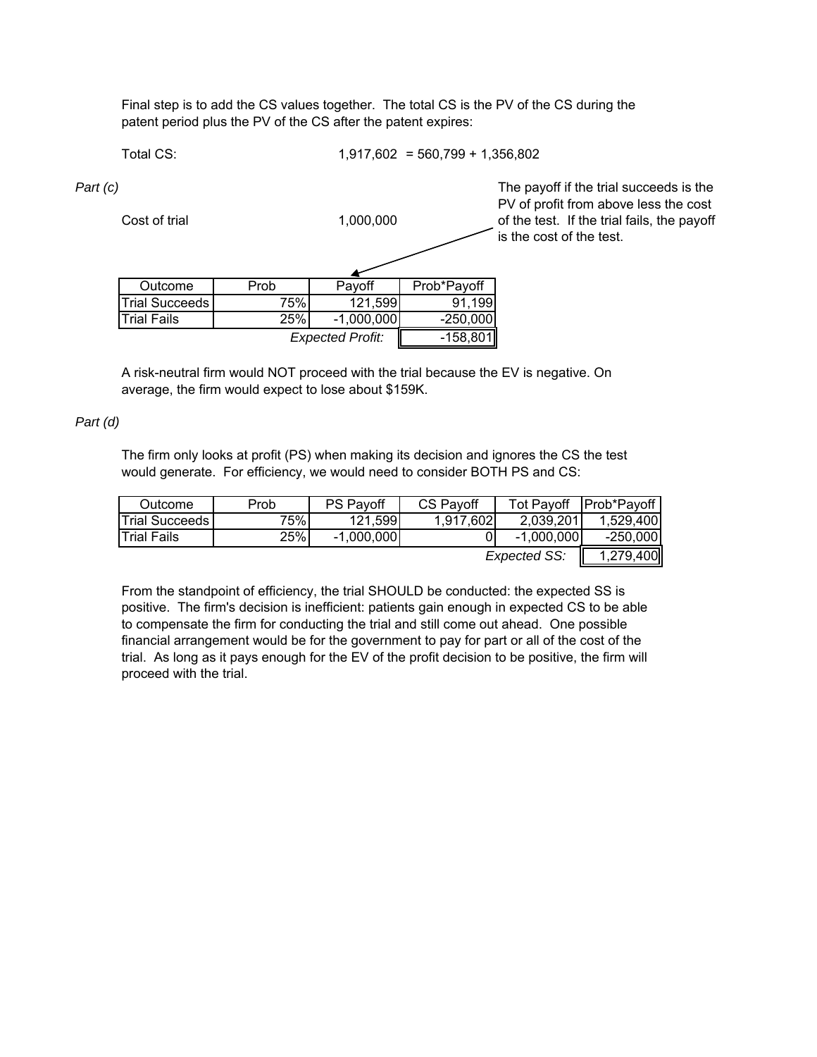Final step is to add the CS values together. The total CS is the PV of the CS during the patent period plus the PV of the CS after the patent expires:

Total CS: 1,917,602 = 560,799 + 1,356,802

*Part (c)*

Cost of trial 1,000,000

The payoff if the trial succeeds is the PV of profit from above less the cost of the test. If the trial fails, the payoff is the cost of the test.

| Outcome | Prob | Payoff | Prob*Payoff |
|---|---|---|---|
| Trial Succeeds | 75% | 121,599 | 91,199 |
| Trial Fails | 25% | -1,000,000 | -250,000 |
| | | *Expected Profit:* | -158,801 |

A risk-neutral firm would NOT proceed with the trial because the EV is negative. On average, the firm would expect to lose about $159K.

*Part (d)*

The firm only looks at profit (PS) when making its decision and ignores the CS the test would generate. For efficiency, we would need to consider BOTH PS and CS:

| Outcome | Prob | PS Payoff | CS Payoff | Tot Payoff | Prob*Payoff |
|---|---|---|---|---|---|
| Trial Succeeds | 75% | 121,599 | 1,917,602 | 2,039,201 | 1,529,400 |
| Trial Fails | 25% | -1,000,000 | 0 | -1,000,000 | -250,000 |
| | | | | *Expected SS:* | 1,279,400 |

From the standpoint of efficiency, the trial SHOULD be conducted: the expected SS is positive. The firm's decision is inefficient: patients gain enough in expected CS to be able to compensate the firm for conducting the trial and still come out ahead. One possible financial arrangement would be for the government to pay for part or all of the cost of the trial. As long as it pays enough for the EV of the profit decision to be positive, the firm will proceed with the trial.